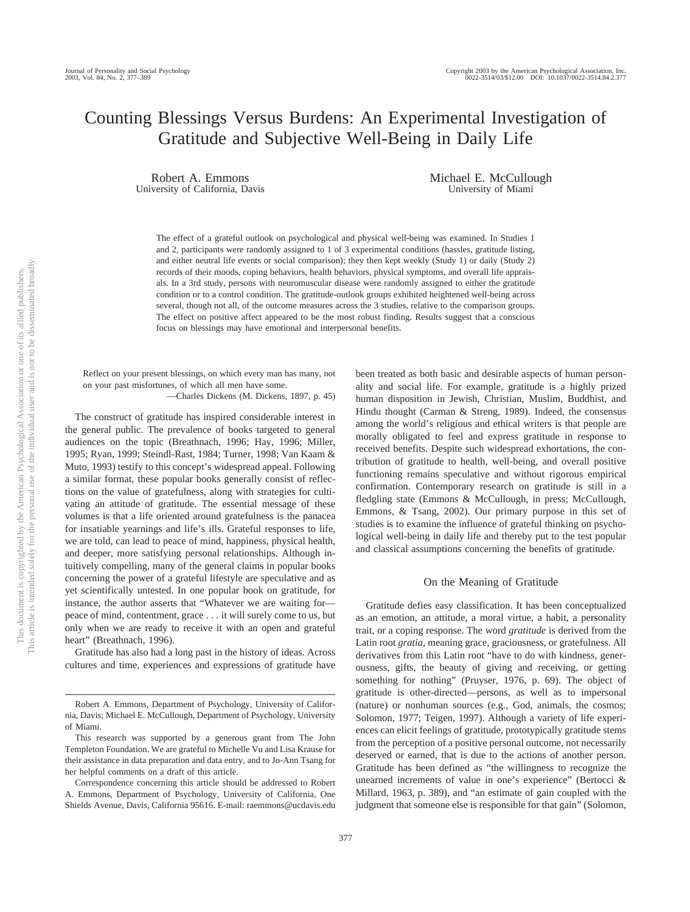# Counting Blessings Versus Burdens: An Experimental Investigation of Gratitude and Subjective Well-Being in Daily Life

Robert A. Emmons
University of California, Davis

Michael E. McCullough
University of Miami

The effect of a grateful outlook on psychological and physical well-being was examined. In Studies 1 and 2, participants were randomly assigned to 1 of 3 experimental conditions (hassles, gratitude listing, and either neutral life events or social comparison); they then kept weekly (Study 1) or daily (Study 2) records of their moods, coping behaviors, health behaviors, physical symptoms, and overall life appraisals. In a 3rd study, persons with neuromuscular disease were randomly assigned to either the gratitude condition or to a control condition. The gratitude-outlook groups exhibited heightened well-being across several, though not all, of the outcome measures across the 3 studies, relative to the comparison groups. The effect on positive affect appeared to be the most robust finding. Results suggest that a conscious focus on blessings may have emotional and interpersonal benefits.

> Reflect on your present blessings, on which every man has many, not on your past misfortunes, of which all men have some.
>
> —Charles Dickens (M. Dickens, 1897, p. 45)

The construct of gratitude has inspired considerable interest in the general public. The prevalence of books targeted to general audiences on the topic (Breathnach, 1996; Hay, 1996; Miller, 1995; Ryan, 1999; Steindl-Rast, 1984; Turner, 1998; Van Kaam & Muto, 1993) testify to this concept's widespread appeal. Following a similar format, these popular books generally consist of reflections on the value of gratefulness, along with strategies for cultivating an attitude of gratitude. The essential message of these volumes is that a life oriented around gratefulness is the panacea for insatiable yearnings and life's ills. Grateful responses to life, we are told, can lead to peace of mind, happiness, physical health, and deeper, more satisfying personal relationships. Although intuitively compelling, many of the general claims in popular books concerning the power of a grateful lifestyle are speculative and as yet scientifically untested. In one popular book on gratitude, for instance, the author asserts that "Whatever we are waiting for—peace of mind, contentment, grace . . . it will surely come to us, but only when we are ready to receive it with an open and grateful heart" (Breathnach, 1996).

Gratitude has also had a long past in the history of ideas. Across cultures and time, experiences and expressions of gratitude have been treated as both basic and desirable aspects of human personality and social life. For example, gratitude is a highly prized human disposition in Jewish, Christian, Muslim, Buddhist, and Hindu thought (Carman & Streng, 1989). Indeed, the consensus among the world's religious and ethical writers is that people are morally obligated to feel and express gratitude in response to received benefits. Despite such widespread exhortations, the contribution of gratitude to health, well-being, and overall positive functioning remains speculative and without rigorous empirical confirmation. Contemporary research on gratitude is still in a fledgling state (Emmons & McCullough, in press; McCullough, Emmons, & Tsang, 2002). Our primary purpose in this set of studies is to examine the influence of grateful thinking on psychological well-being in daily life and thereby put to the test popular and classical assumptions concerning the benefits of gratitude.

## On the Meaning of Gratitude

Gratitude defies easy classification. It has been conceptualized as an emotion, an attitude, a moral virtue, a habit, a personality trait, or a coping response. The word *gratitude* is derived from the Latin root *gratia*, meaning grace, graciousness, or gratefulness. All derivatives from this Latin root "have to do with kindness, generousness, gifts, the beauty of giving and receiving, or getting something for nothing" (Pruyser, 1976, p. 69). The object of gratitude is other-directed—persons, as well as to impersonal (nature) or nonhuman sources (e.g., God, animals, the cosmos; Solomon, 1977; Teigen, 1997). Although a variety of life experiences can elicit feelings of gratitude, prototypically gratitude stems from the perception of a positive personal outcome, not necessarily deserved or earned, that is due to the actions of another person. Gratitude has been defined as "the willingness to recognize the unearned increments of value in one's experience" (Bertocci & Millard, 1963, p. 389), and "an estimate of gain coupled with the judgment that someone else is responsible for that gain" (Solomon,

---

Robert A. Emmons, Department of Psychology, University of California, Davis; Michael E. McCullough, Department of Psychology, University of Miami.

This research was supported by a generous grant from The John Templeton Foundation. We are grateful to Michelle Vu and Lisa Krause for their assistance in data preparation and data entry, and to Jo-Ann Tsang for her helpful comments on a draft of this article.

Correspondence concerning this article should be addressed to Robert A. Emmons, Department of Psychology, University of California, One Shields Avenue, Davis, California 95616. E-mail: raemmons@ucdavis.edu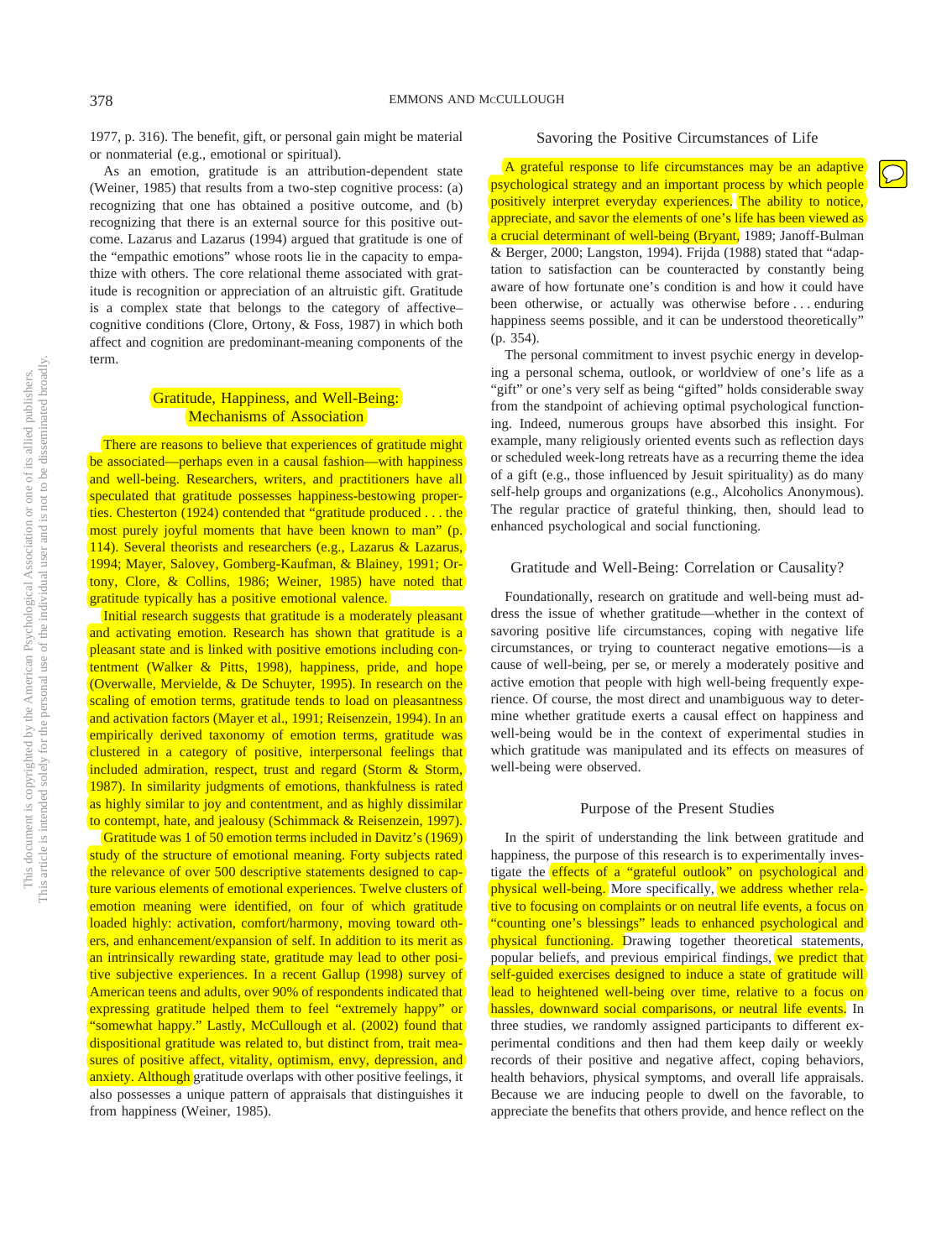1977, p. 316). The benefit, gift, or personal gain might be material or nonmaterial (e.g., emotional or spiritual).

As an emotion, gratitude is an attribution-dependent state (Weiner, 1985) that results from a two-step cognitive process: (a) recognizing that one has obtained a positive outcome, and (b) recognizing that there is an external source for this positive outcome. Lazarus and Lazarus (1994) argued that gratitude is one of the "empathic emotions" whose roots lie in the capacity to empathize with others. The core relational theme associated with gratitude is recognition or appreciation of an altruistic gift. Gratitude is a complex state that belongs to the category of affective–cognitive conditions (Clore, Ortony, & Foss, 1987) in which both affect and cognition are predominant-meaning components of the term.

## Gratitude, Happiness, and Well-Being: Mechanisms of Association

There are reasons to believe that experiences of gratitude might be associated—perhaps even in a causal fashion—with happiness and well-being. Researchers, writers, and practitioners have all speculated that gratitude possesses happiness-bestowing properties. Chesterton (1924) contended that "gratitude produced . . . the most purely joyful moments that have been known to man" (p. 114). Several theorists and researchers (e.g., Lazarus & Lazarus, 1994; Mayer, Salovey, Gomberg-Kaufman, & Blainey, 1991; Ortony, Clore, & Collins, 1986; Weiner, 1985) have noted that gratitude typically has a positive emotional valence.

Initial research suggests that gratitude is a moderately pleasant and activating emotion. Research has shown that gratitude is a pleasant state and is linked with positive emotions including contentment (Walker & Pitts, 1998), happiness, pride, and hope (Overwalle, Mervielde, & De Schuyter, 1995). In research on the scaling of emotion terms, gratitude tends to load on pleasantness and activation factors (Mayer et al., 1991; Reisenzein, 1994). In an empirically derived taxonomy of emotion terms, gratitude was clustered in a category of positive, interpersonal feelings that included admiration, respect, trust and regard (Storm & Storm, 1987). In similarity judgments of emotions, thankfulness is rated as highly similar to joy and contentment, and as highly dissimilar to contempt, hate, and jealousy (Schimmack & Reisenzein, 1997).

Gratitude was 1 of 50 emotion terms included in Davitz's (1969) study of the structure of emotional meaning. Forty subjects rated the relevance of over 500 descriptive statements designed to capture various elements of emotional experiences. Twelve clusters of emotion meaning were identified, on four of which gratitude loaded highly: activation, comfort/harmony, moving toward others, and enhancement/expansion of self. In addition to its merit as an intrinsically rewarding state, gratitude may lead to other positive subjective experiences. In a recent Gallup (1998) survey of American teens and adults, over 90% of respondents indicated that expressing gratitude helped them to feel "extremely happy" or "somewhat happy." Lastly, McCullough et al. (2002) found that dispositional gratitude was related to, but distinct from, trait measures of positive affect, vitality, optimism, envy, depression, and anxiety. Although gratitude overlaps with other positive feelings, it also possesses a unique pattern of appraisals that distinguishes it from happiness (Weiner, 1985).

### Savoring the Positive Circumstances of Life

A grateful response to life circumstances may be an adaptive psychological strategy and an important process by which people positively interpret everyday experiences. The ability to notice, appreciate, and savor the elements of one's life has been viewed as a crucial determinant of well-being (Bryant, 1989; Janoff-Bulman & Berger, 2000; Langston, 1994). Frijda (1988) stated that "adaptation to satisfaction can be counteracted by constantly being aware of how fortunate one's condition is and how it could have been otherwise, or actually was otherwise before . . . enduring happiness seems possible, and it can be understood theoretically" (p. 354).

The personal commitment to invest psychic energy in developing a personal schema, outlook, or worldview of one's life as a "gift" or one's very self as being "gifted" holds considerable sway from the standpoint of achieving optimal psychological functioning. Indeed, numerous groups have absorbed this insight. For example, many religiously oriented events such as reflection days or scheduled week-long retreats have as a recurring theme the idea of a gift (e.g., those influenced by Jesuit spirituality) as do many self-help groups and organizations (e.g., Alcoholics Anonymous). The regular practice of grateful thinking, then, should lead to enhanced psychological and social functioning.

### Gratitude and Well-Being: Correlation or Causality?

Foundationally, research on gratitude and well-being must address the issue of whether gratitude—whether in the context of savoring positive life circumstances, coping with negative life circumstances, or trying to counteract negative emotions—is a cause of well-being, per se, or merely a moderately positive and active emotion that people with high well-being frequently experience. Of course, the most direct and unambiguous way to determine whether gratitude exerts a causal effect on happiness and well-being would be in the context of experimental studies in which gratitude was manipulated and its effects on measures of well-being were observed.

### Purpose of the Present Studies

In the spirit of understanding the link between gratitude and happiness, the purpose of this research is to experimentally investigate the effects of a "grateful outlook" on psychological and physical well-being. More specifically, we address whether relative to focusing on complaints or on neutral life events, a focus on "counting one's blessings" leads to enhanced psychological and physical functioning. Drawing together theoretical statements, popular beliefs, and previous empirical findings, we predict that self-guided exercises designed to induce a state of gratitude will lead to heightened well-being over time, relative to a focus on hassles, downward social comparisons, or neutral life events. In three studies, we randomly assigned participants to different experimental conditions and then had them keep daily or weekly records of their positive and negative affect, coping behaviors, health behaviors, physical symptoms, and overall life appraisals. Because we are inducing people to dwell on the favorable, to appreciate the benefits that others provide, and hence reflect on the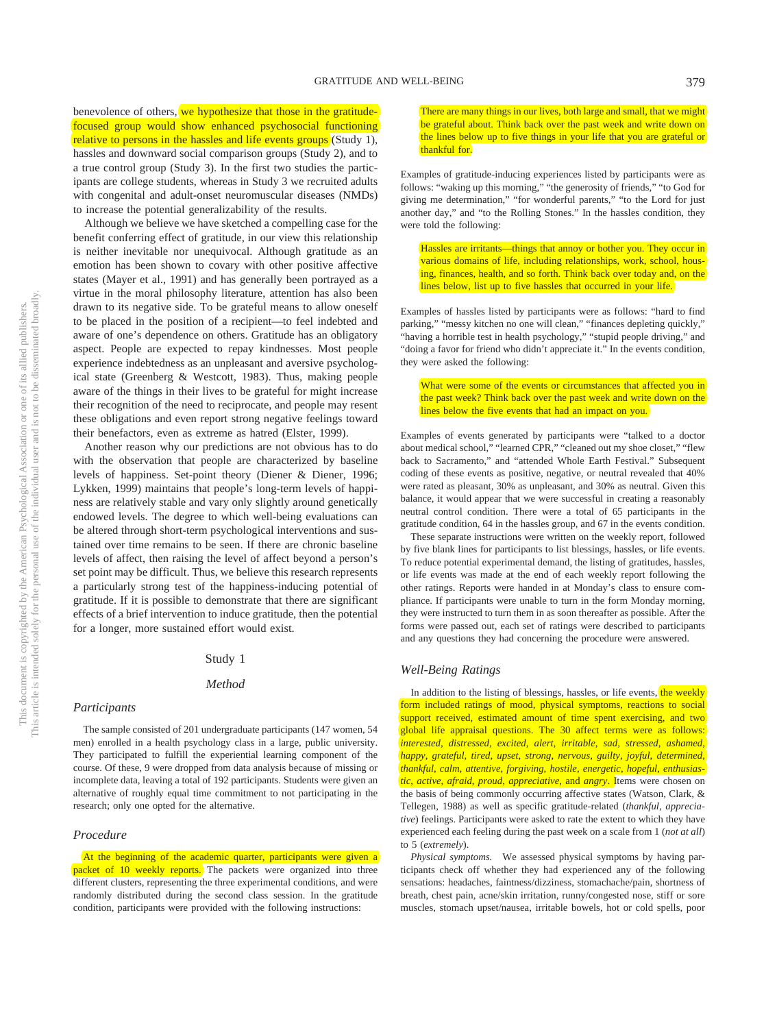benevolence of others, we hypothesize that those in the gratitude-focused group would show enhanced psychosocial functioning relative to persons in the hassles and life events groups (Study 1), hassles and downward social comparison groups (Study 2), and to a true control group (Study 3). In the first two studies the participants are college students, whereas in Study 3 we recruited adults with congenital and adult-onset neuromuscular diseases (NMDs) to increase the potential generalizability of the results.

Although we believe we have sketched a compelling case for the benefit conferring effect of gratitude, in our view this relationship is neither inevitable nor unequivocal. Although gratitude as an emotion has been shown to covary with other positive affective states (Mayer et al., 1991) and has generally been portrayed as a virtue in the moral philosophy literature, attention has also been drawn to its negative side. To be grateful means to allow oneself to be placed in the position of a recipient—to feel indebted and aware of one's dependence on others. Gratitude has an obligatory aspect. People are expected to repay kindnesses. Most people experience indebtedness as an unpleasant and aversive psychological state (Greenberg & Westcott, 1983). Thus, making people aware of the things in their lives to be grateful for might increase their recognition of the need to reciprocate, and people may resent these obligations and even report strong negative feelings toward their benefactors, even as extreme as hatred (Elster, 1999).

Another reason why our predictions are not obvious has to do with the observation that people are characterized by baseline levels of happiness. Set-point theory (Diener & Diener, 1996; Lykken, 1999) maintains that people's long-term levels of happiness are relatively stable and vary only slightly around genetically endowed levels. The degree to which well-being evaluations can be altered through short-term psychological interventions and sustained over time remains to be seen. If there are chronic baseline levels of affect, then raising the level of affect beyond a person's set point may be difficult. Thus, we believe this research represents a particularly strong test of the happiness-inducing potential of gratitude. If it is possible to demonstrate that there are significant effects of a brief intervention to induce gratitude, then the potential for a longer, more sustained effort would exist.

## Study 1

### Method

#### Participants

The sample consisted of 201 undergraduate participants (147 women, 54 men) enrolled in a health psychology class in a large, public university. They participated to fulfill the experiential learning component of the course. Of these, 9 were dropped from data analysis because of missing or incomplete data, leaving a total of 192 participants. Students were given an alternative of roughly equal time commitment to not participating in the research; only one opted for the alternative.

#### Procedure

At the beginning of the academic quarter, participants were given a packet of 10 weekly reports. The packets were organized into three different clusters, representing the three experimental conditions, and were randomly distributed during the second class session. In the gratitude condition, participants were provided with the following instructions:

> There are many things in our lives, both large and small, that we might be grateful about. Think back over the past week and write down on the lines below up to five things in your life that you are grateful or thankful for.

Examples of gratitude-inducing experiences listed by participants were as follows: "waking up this morning," "the generosity of friends," "to God for giving me determination," "for wonderful parents," "to the Lord for just another day," and "to the Rolling Stones." In the hassles condition, they were told the following:

> Hassles are irritants—things that annoy or bother you. They occur in various domains of life, including relationships, work, school, housing, finances, health, and so forth. Think back over today and, on the lines below, list up to five hassles that occurred in your life.

Examples of hassles listed by participants were as follows: "hard to find parking," "messy kitchen no one will clean," "finances depleting quickly," "having a horrible test in health psychology," "stupid people driving," and "doing a favor for friend who didn't appreciate it." In the events condition, they were asked the following:

> What were some of the events or circumstances that affected you in the past week? Think back over the past week and write down on the lines below the five events that had an impact on you.

Examples of events generated by participants were "talked to a doctor about medical school," "learned CPR," "cleaned out my shoe closet," "flew back to Sacramento," and "attended Whole Earth Festival." Subsequent coding of these events as positive, negative, or neutral revealed that 40% were rated as pleasant, 30% as unpleasant, and 30% as neutral. Given this balance, it would appear that we were successful in creating a reasonably neutral control condition. There were a total of 65 participants in the gratitude condition, 64 in the hassles group, and 67 in the events condition.

These separate instructions were written on the weekly report, followed by five blank lines for participants to list blessings, hassles, or life events. To reduce potential experimental demand, the listing of gratitudes, hassles, or life events was made at the end of each weekly report following the other ratings. Reports were handed in at Monday's class to ensure compliance. If participants were unable to turn in the form Monday morning, they were instructed to turn them in as soon thereafter as possible. After the forms were passed out, each set of ratings were described to participants and any questions they had concerning the procedure were answered.

#### Well-Being Ratings

In addition to the listing of blessings, hassles, or life events, the weekly form included ratings of mood, physical symptoms, reactions to social support received, estimated amount of time spent exercising, and two global life appraisal questions. The 30 affect terms were as follows: *interested, distressed, excited, alert, irritable, sad, stressed, ashamed, happy, grateful, tired, upset, strong, nervous, guilty, joyful, determined, thankful, calm, attentive, forgiving, hostile, energetic, hopeful, enthusiastic, active, afraid, proud, appreciative,* and *angry*. Items were chosen on the basis of being commonly occurring affective states (Watson, Clark, & Tellegen, 1988) as well as specific gratitude-related (*thankful, appreciative*) feelings. Participants were asked to rate the extent to which they have experienced each feeling during the past week on a scale from 1 (*not at all*) to 5 (*extremely*).

*Physical symptoms.* We assessed physical symptoms by having participants check off whether they had experienced any of the following sensations: headaches, faintness/dizziness, stomachache/pain, shortness of breath, chest pain, acne/skin irritation, runny/congested nose, stiff or sore muscles, stomach upset/nausea, irritable bowels, hot or cold spells, poor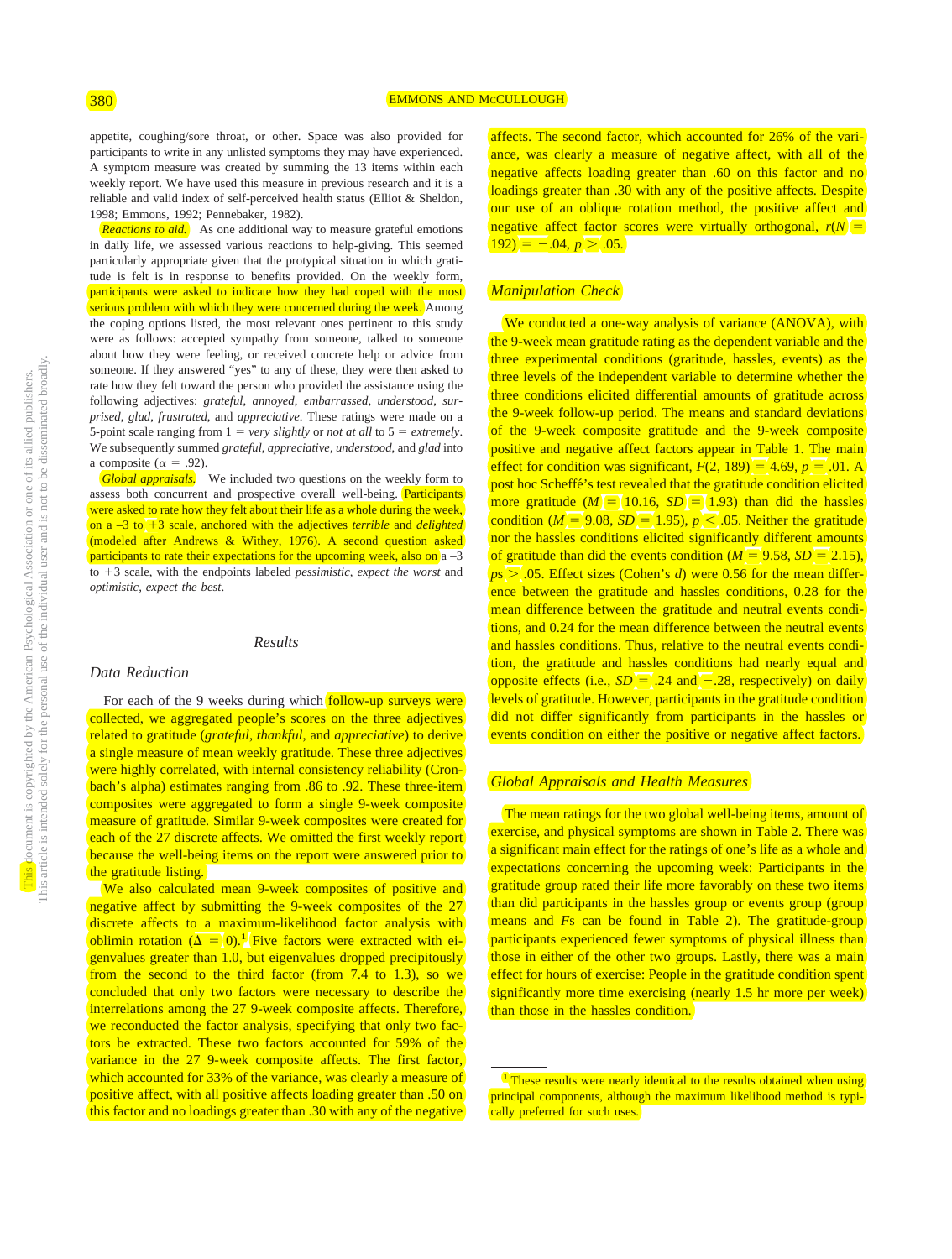appetite, coughing/sore throat, or other. Space was also provided for participants to write in any unlisted symptoms they may have experienced. A symptom measure was created by summing the 13 items within each weekly report. We have used this measure in previous research and it is a reliable and valid index of self-perceived health status (Elliot & Sheldon, 1998; Emmons, 1992; Pennebaker, 1982).

*Reactions to aid.* As one additional way to measure grateful emotions in daily life, we assessed various reactions to help-giving. This seemed particularly appropriate given that the protypical situation in which gratitude is felt is in response to benefits provided. On the weekly form, participants were asked to indicate how they had coped with the most serious problem with which they were concerned during the week. Among the coping options listed, the most relevant ones pertinent to this study were as follows: accepted sympathy from someone, talked to someone about how they were feeling, or received concrete help or advice from someone. If they answered "yes" to any of these, they were then asked to rate how they felt toward the person who provided the assistance using the following adjectives: *grateful*, *annoyed*, *embarrassed*, *understood*, *surprised*, *glad*, *frustrated*, and *appreciative*. These ratings were made on a 5-point scale ranging from 1 = *very slightly* or *not at all* to 5 = *extremely*. We subsequently summed *grateful*, *appreciative*, *understood*, and *glad* into a composite ($\alpha = .92$).

*Global appraisals.* We included two questions on the weekly form to assess both concurrent and prospective overall well-being. Participants were asked to rate how they felt about their life as a whole during the week, on a –3 to +3 scale, anchored with the adjectives *terrible* and *delighted* (modeled after Andrews & Withey, 1976). A second question asked participants to rate their expectations for the upcoming week, also on a –3 to +3 scale, with the endpoints labeled *pessimistic, expect the worst* and *optimistic, expect the best*.

## Results

### Data Reduction

For each of the 9 weeks during which follow-up surveys were collected, we aggregated people's scores on the three adjectives related to gratitude (*grateful*, *thankful*, and *appreciative*) to derive a single measure of mean weekly gratitude. These three adjectives were highly correlated, with internal consistency reliability (Cronbach's alpha) estimates ranging from .86 to .92. These three-item composites were aggregated to form a single 9-week composite measure of gratitude. Similar 9-week composites were created for each of the 27 discrete affects. We omitted the first weekly report because the well-being items on the report were answered prior to the gratitude listing.

We also calculated mean 9-week composites of positive and negative affect by submitting the 9-week composites of the 27 discrete affects to a maximum-likelihood factor analysis with oblimin rotation ($\Delta = 0$).[1] Five factors were extracted with eigenvalues greater than 1.0, but eigenvalues dropped precipitously from the second to the third factor (from 7.4 to 1.3), so we concluded that only two factors were necessary to describe the interrelations among the 27 9-week composite affects. Therefore, we reconducted the factor analysis, specifying that only two factors be extracted. These two factors accounted for 59% of the variance in the 27 9-week composite affects. The first factor, which accounted for 33% of the variance, was clearly a measure of positive affect, with all positive affects loading greater than .50 on this factor and no loadings greater than .30 with any of the negative affects. The second factor, which accounted for 26% of the variance, was clearly a measure of negative affect, with all of the negative affects loading greater than .60 on this factor and no loadings greater than .30 with any of the positive affects. Despite our use of an oblique rotation method, the positive affect and negative affect factor scores were virtually orthogonal, $r(N = 192) = -.04$, $p > .05$.

### Manipulation Check

We conducted a one-way analysis of variance (ANOVA), with the 9-week mean gratitude rating as the dependent variable and the three experimental conditions (gratitude, hassles, events) as the three levels of the independent variable to determine whether the three conditions elicited differential amounts of gratitude across the 9-week follow-up period. The means and standard deviations of the 9-week composite gratitude and the 9-week composite positive and negative affect factors appear in Table 1. The main effect for condition was significant, $F(2, 189) = 4.69$, $p = .01$. A post hoc Scheffé's test revealed that the gratitude condition elicited more gratitude ($M = 10.16$, $SD = 1.93$) than did the hassles condition ($M = 9.08$, $SD = 1.95$), $p < .05$. Neither the gratitude nor the hassles conditions elicited significantly different amounts of gratitude than did the events condition ($M = 9.58$, $SD = 2.15$), $ps > .05$. Effect sizes (Cohen's $d$) were 0.56 for the mean difference between the gratitude and hassles conditions, 0.28 for the mean difference between the gratitude and neutral events conditions, and 0.24 for the mean difference between the neutral events and hassles conditions. Thus, relative to the neutral events condition, the gratitude and hassles conditions had nearly equal and opposite effects (i.e., $SD = .24$ and $-.28$, respectively) on daily levels of gratitude. However, participants in the gratitude condition did not differ significantly from participants in the hassles or events condition on either the positive or negative affect factors.

### Global Appraisals and Health Measures

The mean ratings for the two global well-being items, amount of exercise, and physical symptoms are shown in Table 2. There was a significant main effect for the ratings of one's life as a whole and expectations concerning the upcoming week: Participants in the gratitude group rated their life more favorably on these two items than did participants in the hassles group or events group (group means and $F$s can be found in Table 2). The gratitude-group participants experienced fewer symptoms of physical illness than those in either of the other two groups. Lastly, there was a main effect for hours of exercise: People in the gratitude condition spent significantly more time exercising (nearly 1.5 hr more per week) than those in the hassles condition.

---

[1] These results were nearly identical to the results obtained when using principal components, although the maximum likelihood method is typically preferred for such uses.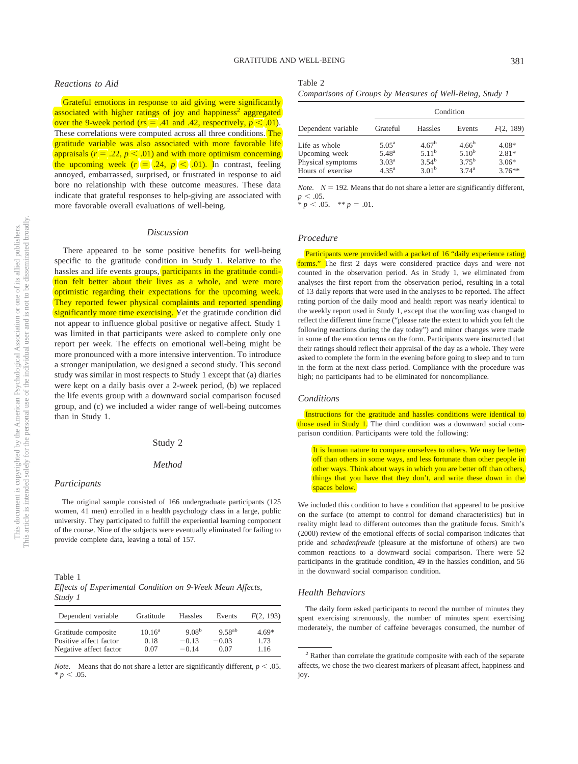### Reactions to Aid

Grateful emotions in response to aid giving were significantly associated with higher ratings of joy and happiness[2] aggregated over the 9-week period ($rs = .41$ and $.42$, respectively, $p < .01$). These correlations were computed across all three conditions. The gratitude variable was also associated with more favorable life appraisals ($r = .22$, $p < .01$) and with more optimism concerning the upcoming week ($r = .24$, $p < .01$). In contrast, feeling annoyed, embarrassed, surprised, or frustrated in response to aid bore no relationship with these outcome measures. These data indicate that grateful responses to help-giving are associated with more favorable overall evaluations of well-being.

## Discussion

There appeared to be some positive benefits for well-being specific to the gratitude condition in Study 1. Relative to the hassles and life events groups, participants in the gratitude condition felt better about their lives as a whole, and were more optimistic regarding their expectations for the upcoming week. They reported fewer physical complaints and reported spending significantly more time exercising. Yet the gratitude condition did not appear to influence global positive or negative affect. Study 1 was limited in that participants were asked to complete only one report per week. The effects on emotional well-being might be more pronounced with a more intensive intervention. To introduce a stronger manipulation, we designed a second study. This second study was similar in most respects to Study 1 except that (a) diaries were kept on a daily basis over a 2-week period, (b) we replaced the life events group with a downward social comparison focused group, and (c) we included a wider range of well-being outcomes than in Study 1.

## Study 2

### Method

### Participants

The original sample consisted of 166 undergraduate participants (125 women, 41 men) enrolled in a health psychology class in a large, public university. They participated to fulfill the experiential learning component of the course. Nine of the subjects were eventually eliminated for failing to provide complete data, leaving a total of 157.

Table 1
*Effects of Experimental Condition on 9-Week Mean Affects, Study 1*

| Dependent variable | Gratitude | Hassles | Events | $F(2, 193)$ |
|---|---|---|---|---|
| Gratitude composite | $10.16^{a}$ | $9.08^{b}$ | $9.58^{ab}$ | 4.69* |
| Positive affect factor | 0.18 | −0.13 | −0.03 | 1.73 |
| Negative affect factor | 0.07 | −0.14 | 0.07 | 1.16 |

*Note.* Means that do not share a letter are significantly different, $p < .05$.
* $p < .05$.

Table 2
*Comparisons of Groups by Measures of Well-Being, Study 1*

| | Condition | | | |
|---|---|---|---|---|
| Dependent variable | Grateful | Hassles | Events | $F(2, 189)$ |
| Life as whole | $5.05^{a}$ | $4.67^{b}$ | $4.66^{b}$ | 4.08* |
| Upcoming week | $5.48^{a}$ | $5.11^{b}$ | $5.10^{b}$ | 2.81* |
| Physical symptoms | $3.03^{a}$ | $3.54^{b}$ | $3.75^{b}$ | 3.06* |
| Hours of exercise | $4.35^{a}$ | $3.01^{b}$ | $3.74^{a}$ | 3.76** |

*Note.* $N = 192$. Means that do not share a letter are significantly different, $p < .05$.
* $p < .05$. ** $p = .01$.

### Procedure

Participants were provided with a packet of 16 "daily experience rating forms." The first 2 days were considered practice days and were not counted in the observation period. As in Study 1, we eliminated from analyses the first report from the observation period, resulting in a total of 13 daily reports that were used in the analyses to be reported. The affect rating portion of the daily mood and health report was nearly identical to the weekly report used in Study 1, except that the wording was changed to reflect the different time frame ("please rate the extent to which you felt the following reactions during the day today") and minor changes were made in some of the emotion terms on the form. Participants were instructed that their ratings should reflect their appraisal of the day as a whole. They were asked to complete the form in the evening before going to sleep and to turn in the form at the next class period. Compliance with the procedure was high; no participants had to be eliminated for noncompliance.

### Conditions

Instructions for the gratitude and hassles conditions were identical to those used in Study 1. The third condition was a downward social comparison condition. Participants were told the following:

> It is human nature to compare ourselves to others. We may be better off than others in some ways, and less fortunate than other people in other ways. Think about ways in which you are better off than others, things that you have that they don't, and write these down in the spaces below.

We included this condition to have a condition that appeared to be positive on the surface (to attempt to control for demand characteristics) but in reality might lead to different outcomes than the gratitude focus. Smith's (2000) review of the emotional effects of social comparison indicates that pride and *schadenfreude* (pleasure at the misfortune of others) are two common reactions to a downward social comparison. There were 52 participants in the gratitude condition, 49 in the hassles condition, and 56 in the downward social comparison condition.

### Health Behaviors

The daily form asked participants to record the number of minutes they spent exercising strenuously, the number of minutes spent exercising moderately, the number of caffeine beverages consumed, the number of

[2] Rather than correlate the gratitude composite with each of the separate affects, we chose the two clearest markers of pleasant affect, happiness and joy.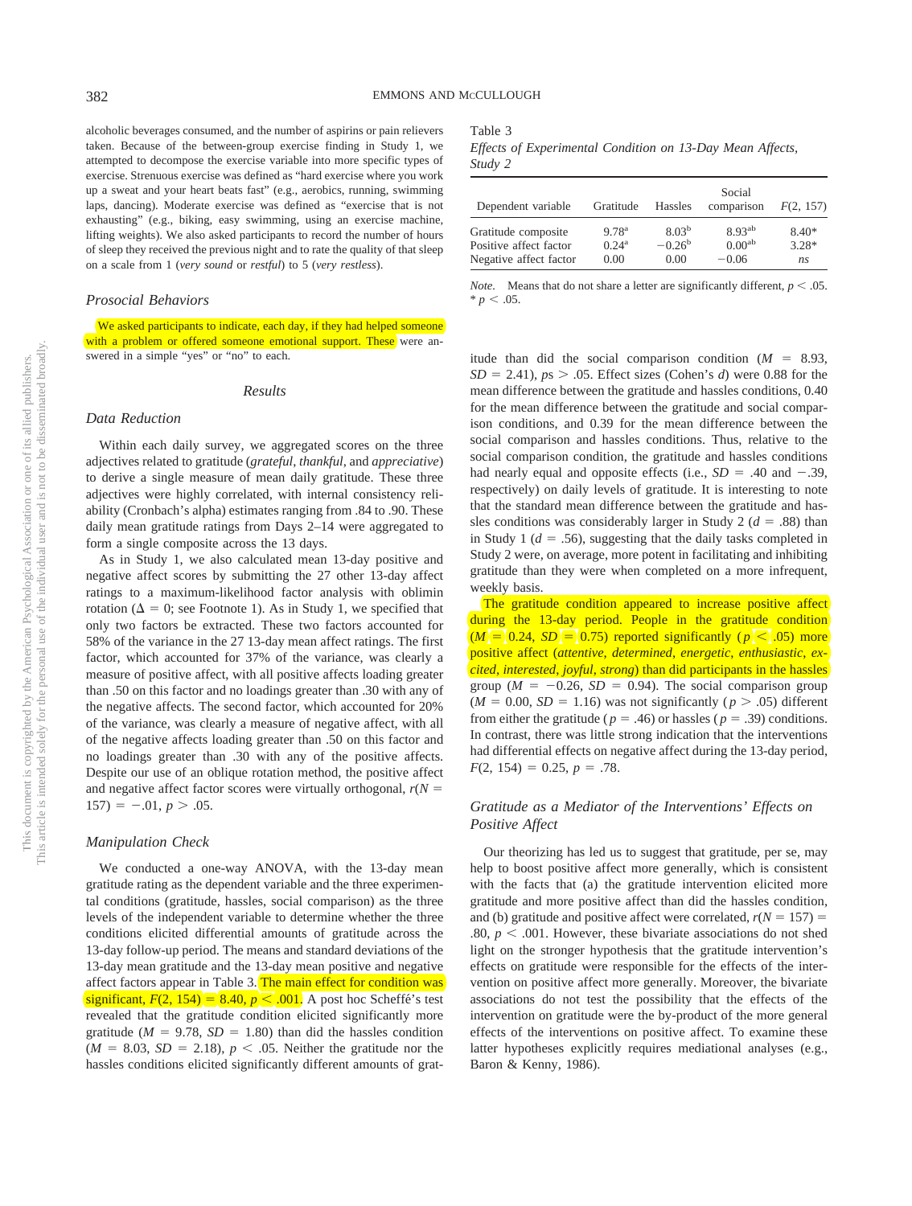alcoholic beverages consumed, and the number of aspirins or pain relievers taken. Because of the between-group exercise finding in Study 1, we attempted to decompose the exercise variable into more specific types of exercise. Strenuous exercise was defined as "hard exercise where you work up a sweat and your heart beats fast" (e.g., aerobics, running, swimming laps, dancing). Moderate exercise was defined as "exercise that is not exhausting" (e.g., biking, easy swimming, using an exercise machine, lifting weights). We also asked participants to record the number of hours of sleep they received the previous night and to rate the quality of that sleep on a scale from 1 (*very sound* or *restful*) to 5 (*very restless*).

### Prosocial Behaviors

We asked participants to indicate, each day, if they had helped someone with a problem or offered someone emotional support. These were answered in a simple "yes" or "no" to each.

## Results

### Data Reduction

Within each daily survey, we aggregated scores on the three adjectives related to gratitude (*grateful*, *thankful*, and *appreciative*) to derive a single measure of mean daily gratitude. These three adjectives were highly correlated, with internal consistency reliability (Cronbach's alpha) estimates ranging from .84 to .90. These daily mean gratitude ratings from Days 2–14 were aggregated to form a single composite across the 13 days.

As in Study 1, we also calculated mean 13-day positive and negative affect scores by submitting the 27 other 13-day affect ratings to a maximum-likelihood factor analysis with oblimin rotation ($\Delta = 0$; see Footnote 1). As in Study 1, we specified that only two factors be extracted. These two factors accounted for 58% of the variance in the 27 13-day mean affect ratings. The first factor, which accounted for 37% of the variance, was clearly a measure of positive affect, with all positive affects loading greater than .50 on this factor and no loadings greater than .30 with any of the negative affects. The second factor, which accounted for 20% of the variance, was clearly a measure of negative affect, with all of the negative affects loading greater than .50 on this factor and no loadings greater than .30 with any of the positive affects. Despite our use of an oblique rotation method, the positive affect and negative affect factor scores were virtually orthogonal, $r(N = 157) = -.01$, $p > .05$.

### Manipulation Check

We conducted a one-way ANOVA, with the 13-day mean gratitude rating as the dependent variable and the three experimental conditions (gratitude, hassles, social comparison) as the three levels of the independent variable to determine whether the three conditions elicited differential amounts of gratitude across the 13-day follow-up period. The means and standard deviations of the 13-day mean gratitude and the 13-day mean positive and negative affect factors appear in Table 3. The main effect for condition was significant, $F(2, 154) = 8.40$, $p < .001$. A post hoc Scheffé's test revealed that the gratitude condition elicited significantly more gratitude ($M = 9.78$, $SD = 1.80$) than did the hassles condition ($M = 8.03$, $SD = 2.18$), $p < .05$. Neither the gratitude nor the hassles conditions elicited significantly different amounts of gratitude than did the social comparison condition ($M = 8.93$, $SD = 2.41$), $ps > .05$. Effect sizes (Cohen's $d$) were 0.88 for the mean difference between the gratitude and hassles conditions, 0.40 for the mean difference between the gratitude and social comparison conditions, and 0.39 for the mean difference between the social comparison and hassles conditions. Thus, relative to the social comparison condition, the gratitude and hassles conditions had nearly equal and opposite effects (i.e., $SD = .40$ and $-.39$, respectively) on daily levels of gratitude. It is interesting to note that the standard mean difference between the gratitude and hassles conditions was considerably larger in Study 2 ($d = .88$) than in Study 1 ($d = .56$), suggesting that the daily tasks completed in Study 2 were, on average, more potent in facilitating and inhibiting gratitude than they were when completed on a more infrequent, weekly basis.

Table 3
*Effects of Experimental Condition on 13-Day Mean Affects, Study 2*

| Dependent variable | Gratitude | Hassles | Social comparison | $F(2, 157)$ |
|---|---|---|---|---|
| Gratitude composite | 9.78[a] | 8.03[b] | 8.93[ab] | 8.40* |
| Positive affect factor | 0.24[a] | −0.26[b] | 0.00[ab] | 3.28* |
| Negative affect factor | 0.00 | 0.00 | −0.06 | *ns* |

*Note.* Means that do not share a letter are significantly different, $p < .05$.
* $p < .05$.

The gratitude condition appeared to increase positive affect during the 13-day period. People in the gratitude condition ($M = 0.24$, $SD = 0.75$) reported significantly ($p < .05$) more positive affect (*attentive*, *determined*, *energetic*, *enthusiastic*, *excited*, *interested*, *joyful*, *strong*) than did participants in the hassles group ($M = -0.26$, $SD = 0.94$). The social comparison group ($M = 0.00$, $SD = 1.16$) was not significantly ($p > .05$) different from either the gratitude ($p = .46$) or hassles ($p = .39$) conditions. In contrast, there was little strong indication that the interventions had differential effects on negative affect during the 13-day period, $F(2, 154) = 0.25$, $p = .78$.

### Gratitude as a Mediator of the Interventions' Effects on Positive Affect

Our theorizing has led us to suggest that gratitude, per se, may help to boost positive affect more generally, which is consistent with the facts that (a) the gratitude intervention elicited more gratitude and more positive affect than did the hassles condition, and (b) gratitude and positive affect were correlated, $r(N = 157) = .80$, $p < .001$. However, these bivariate associations do not shed light on the stronger hypothesis that the gratitude intervention's effects on gratitude were responsible for the effects of the intervention on positive affect more generally. Moreover, the bivariate associations do not test the possibility that the effects of the intervention on gratitude were the by-product of the more general effects of the interventions on positive affect. To examine these latter hypotheses explicitly requires mediational analyses (e.g., Baron & Kenny, 1986).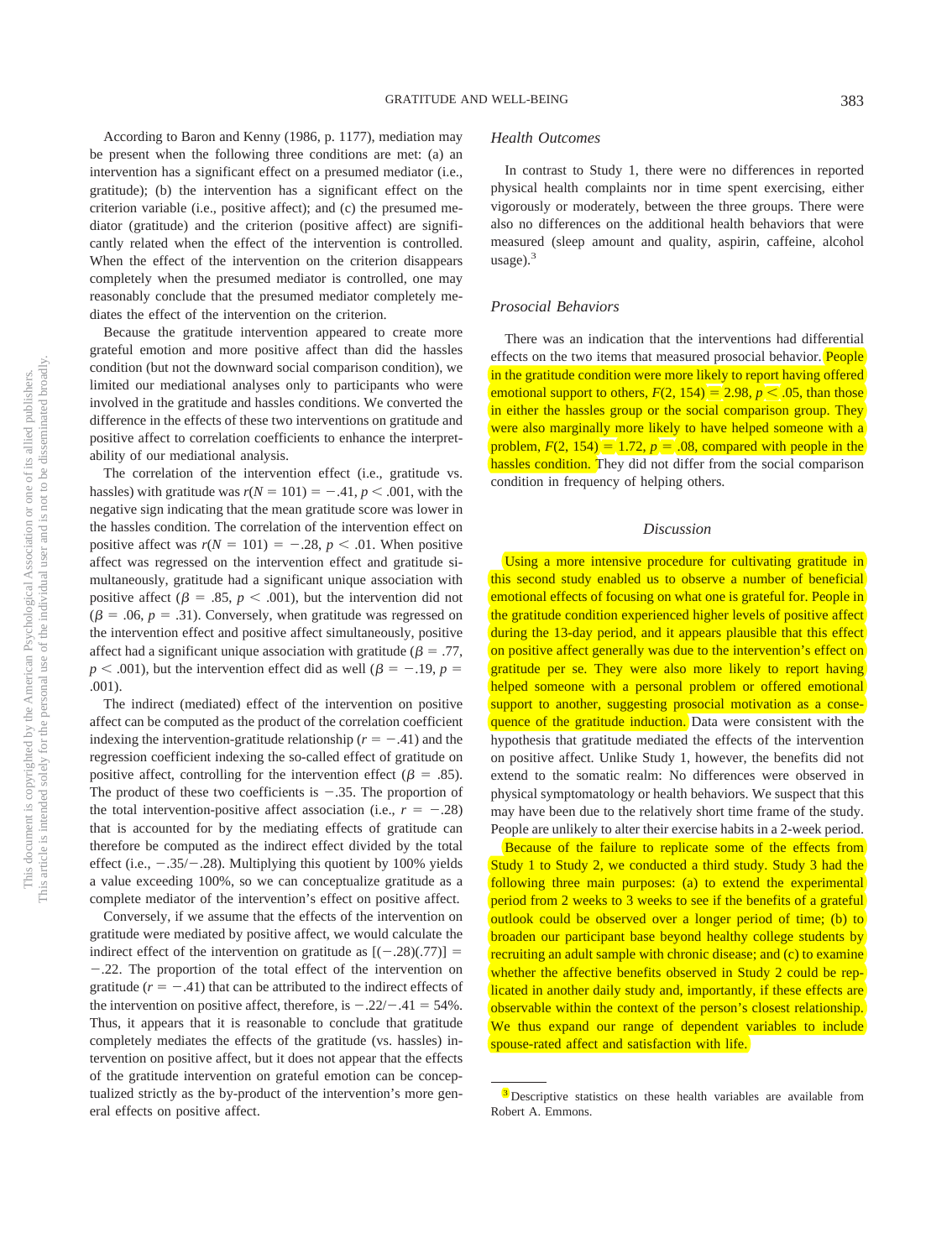According to Baron and Kenny (1986, p. 1177), mediation may be present when the following three conditions are met: (a) an intervention has a significant effect on a presumed mediator (i.e., gratitude); (b) the intervention has a significant effect on the criterion variable (i.e., positive affect); and (c) the presumed mediator (gratitude) and the criterion (positive affect) are significantly related when the effect of the intervention is controlled. When the effect of the intervention on the criterion disappears completely when the presumed mediator is controlled, one may reasonably conclude that the presumed mediator completely mediates the effect of the intervention on the criterion.

Because the gratitude intervention appeared to create more grateful emotion and more positive affect than did the hassles condition (but not the downward social comparison condition), we limited our mediational analyses only to participants who were involved in the gratitude and hassles conditions. We converted the difference in the effects of these two interventions on gratitude and positive affect to correlation coefficients to enhance the interpretability of our mediational analysis.

The correlation of the intervention effect (i.e., gratitude vs. hassles) with gratitude was $r(N = 101) = -.41$, $p < .001$, with the negative sign indicating that the mean gratitude score was lower in the hassles condition. The correlation of the intervention effect on positive affect was $r(N = 101) = -.28$, $p < .01$. When positive affect was regressed on the intervention effect and gratitude simultaneously, gratitude had a significant unique association with positive affect ($\beta = .85$, $p < .001$), but the intervention did not ($\beta = .06$, $p = .31$). Conversely, when gratitude was regressed on the intervention effect and positive affect simultaneously, positive affect had a significant unique association with gratitude ($\beta = .77$, $p < .001$), but the intervention effect did as well ($\beta = -.19$, $p = .001$).

The indirect (mediated) effect of the intervention on positive affect can be computed as the product of the correlation coefficient indexing the intervention-gratitude relationship ($r = -.41$) and the regression coefficient indexing the so-called effect of gratitude on positive affect, controlling for the intervention effect ($\beta = .85$). The product of these two coefficients is $-.35$. The proportion of the total intervention-positive affect association (i.e., $r = -.28$) that is accounted for by the mediating effects of gratitude can therefore be computed as the indirect effect divided by the total effect (i.e., $-.35/-.28$). Multiplying this quotient by 100% yields a value exceeding 100%, so we can conceptualize gratitude as a complete mediator of the intervention's effect on positive affect.

Conversely, if we assume that the effects of the intervention on gratitude were mediated by positive affect, we would calculate the indirect effect of the intervention on gratitude as $[(-.28)(.77)] = -.22$. The proportion of the total effect of the intervention on gratitude ($r = -.41$) that can be attributed to the indirect effects of the intervention on positive affect, therefore, is $-.22/-.41 = 54\%$. Thus, it appears that it is reasonable to conclude that gratitude completely mediates the effects of the gratitude (vs. hassles) intervention on positive affect, but it does not appear that the effects of the gratitude intervention on grateful emotion can be conceptualized strictly as the by-product of the intervention's more general effects on positive affect.

### *Health Outcomes*

In contrast to Study 1, there were no differences in reported physical health complaints nor in time spent exercising, either vigorously or moderately, between the three groups. There were also no differences on the additional health behaviors that were measured (sleep amount and quality, aspirin, caffeine, alcohol usage).[3]

### *Prosocial Behaviors*

There was an indication that the interventions had differential effects on the two items that measured prosocial behavior. People in the gratitude condition were more likely to report having offered emotional support to others, $F(2, 154) = 2.98$, $p < .05$, than those in either the hassles group or the social comparison group. They were also marginally more likely to have helped someone with a problem, $F(2, 154) = 1.72$, $p = .08$, compared with people in the hassles condition. They did not differ from the social comparison condition in frequency of helping others.

## *Discussion*

Using a more intensive procedure for cultivating gratitude in this second study enabled us to observe a number of beneficial emotional effects of focusing on what one is grateful for. People in the gratitude condition experienced higher levels of positive affect during the 13-day period, and it appears plausible that this effect on positive affect generally was due to the intervention's effect on gratitude per se. They were also more likely to report having helped someone with a personal problem or offered emotional support to another, suggesting prosocial motivation as a consequence of the gratitude induction. Data were consistent with the hypothesis that gratitude mediated the effects of the intervention on positive affect. Unlike Study 1, however, the benefits did not extend to the somatic realm: No differences were observed in physical symptomatology or health behaviors. We suspect that this may have been due to the relatively short time frame of the study. People are unlikely to alter their exercise habits in a 2-week period.

Because of the failure to replicate some of the effects from Study 1 to Study 2, we conducted a third study. Study 3 had the following three main purposes: (a) to extend the experimental period from 2 weeks to 3 weeks to see if the benefits of a grateful outlook could be observed over a longer period of time; (b) to broaden our participant base beyond healthy college students by recruiting an adult sample with chronic disease; and (c) to examine whether the affective benefits observed in Study 2 could be replicated in another daily study and, importantly, if these effects are observable within the context of the person's closest relationship. We thus expand our range of dependent variables to include spouse-rated affect and satisfaction with life.

---

[3] Descriptive statistics on these health variables are available from Robert A. Emmons.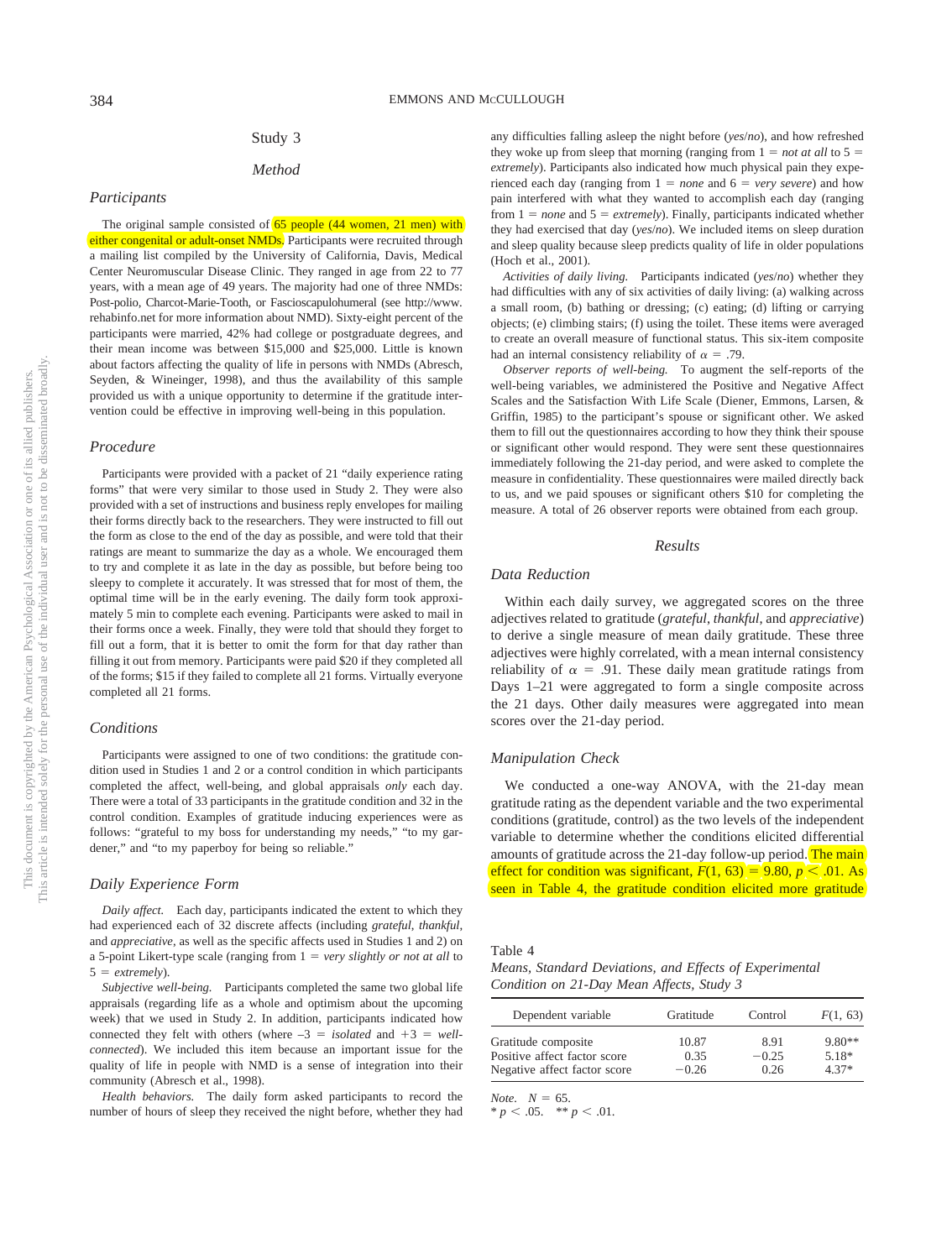## Study 3

### Method

#### Participants

The original sample consisted of 65 people (44 women, 21 men) with either congenital or adult-onset NMDs. Participants were recruited through a mailing list compiled by the University of California, Davis, Medical Center Neuromuscular Disease Clinic. They ranged in age from 22 to 77 years, with a mean age of 49 years. The majority had one of three NMDs: Post-polio, Charcot-Marie-Tooth, or Fascioscapulohumeral (see http://www.rehabinfo.net for more information about NMD). Sixty-eight percent of the participants were married, 42% had college or postgraduate degrees, and their mean income was between $15,000 and $25,000. Little is known about factors affecting the quality of life in persons with NMDs (Abresch, Seyden, & Wineinger, 1998), and thus the availability of this sample provided us with a unique opportunity to determine if the gratitude intervention could be effective in improving well-being in this population.

#### Procedure

Participants were provided with a packet of 21 "daily experience rating forms" that were very similar to those used in Study 2. They were also provided with a set of instructions and business reply envelopes for mailing their forms directly back to the researchers. They were instructed to fill out the form as close to the end of the day as possible, and were told that their ratings are meant to summarize the day as a whole. We encouraged them to try and complete it as late in the day as possible, but before being too sleepy to complete it accurately. It was stressed that for most of them, the optimal time will be in the early evening. The daily form took approximately 5 min to complete each evening. Participants were asked to mail in their forms once a week. Finally, they were told that should they forget to fill out a form, that it is better to omit the form for that day rather than filling it out from memory. Participants were paid $20 if they completed all of the forms; $15 if they failed to complete all 21 forms. Virtually everyone completed all 21 forms.

#### Conditions

Participants were assigned to one of two conditions: the gratitude condition used in Studies 1 and 2 or a control condition in which participants completed the affect, well-being, and global appraisals *only* each day. There were a total of 33 participants in the gratitude condition and 32 in the control condition. Examples of gratitude inducing experiences were as follows: "grateful to my boss for understanding my needs," "to my gardener," and "to my paperboy for being so reliable."

#### Daily Experience Form

*Daily affect.* Each day, participants indicated the extent to which they had experienced each of 32 discrete affects (including *grateful*, *thankful*, and *appreciative*, as well as the specific affects used in Studies 1 and 2) on a 5-point Likert-type scale (ranging from 1 = *very slightly or not at all* to 5 = *extremely*).

*Subjective well-being.* Participants completed the same two global life appraisals (regarding life as a whole and optimism about the upcoming week) that we used in Study 2. In addition, participants indicated how connected they felt with others (where –3 = *isolated* and +3 = *well-connected*). We included this item because an important issue for the quality of life in people with NMD is a sense of integration into their community (Abresch et al., 1998).

*Health behaviors.* The daily form asked participants to record the number of hours of sleep they received the night before, whether they had any difficulties falling asleep the night before (*yes*/*no*), and how refreshed they woke up from sleep that morning (ranging from 1 = *not at all* to 5 = *extremely*). Participants also indicated how much physical pain they experienced each day (ranging from 1 = *none* and 6 = *very severe*) and how pain interfered with what they wanted to accomplish each day (ranging from 1 = *none* and 5 = *extremely*). Finally, participants indicated whether they had exercised that day (*yes*/*no*). We included items on sleep duration and sleep quality because sleep predicts quality of life in older populations (Hoch et al., 2001).

*Activities of daily living.* Participants indicated (*yes*/*no*) whether they had difficulties with any of six activities of daily living: (a) walking across a small room, (b) bathing or dressing; (c) eating; (d) lifting or carrying objects; (e) climbing stairs; (f) using the toilet. These items were averaged to create an overall measure of functional status. This six-item composite had an internal consistency reliability of $\alpha$ = .79.

*Observer reports of well-being.* To augment the self-reports of the well-being variables, we administered the Positive and Negative Affect Scales and the Satisfaction With Life Scale (Diener, Emmons, Larsen, & Griffin, 1985) to the participant's spouse or significant other. We asked them to fill out the questionnaires according to how they think their spouse or significant other would respond. They were sent these questionnaires immediately following the 21-day period, and were asked to complete the measure in confidentiality. These questionnaires were mailed directly back to us, and we paid spouses or significant others $10 for completing the measure. A total of 26 observer reports were obtained from each group.

### Results

#### Data Reduction

Within each daily survey, we aggregated scores on the three adjectives related to gratitude (*grateful*, *thankful*, and *appreciative*) to derive a single measure of mean daily gratitude. These three adjectives were highly correlated, with a mean internal consistency reliability of $\alpha$ = .91. These daily mean gratitude ratings from Days 1–21 were aggregated to form a single composite across the 21 days. Other daily measures were aggregated into mean scores over the 21-day period.

#### Manipulation Check

We conducted a one-way ANOVA, with the 21-day mean gratitude rating as the dependent variable and the two experimental conditions (gratitude, control) as the two levels of the independent variable to determine whether the conditions elicited differential amounts of gratitude across the 21-day follow-up period. The main effect for condition was significant, $F(1, 63) = 9.80$, $p < .01$. As seen in Table 4, the gratitude condition elicited more gratitude

Table 4
*Means, Standard Deviations, and Effects of Experimental Condition on 21-Day Mean Affects, Study 3*

| Dependent variable | Gratitude | Control | $F(1, 63)$ |
|---|---|---|---|
| Gratitude composite | 10.87 | 8.91 | 9.80** |
| Positive affect factor score | 0.35 | −0.25 | 5.18* |
| Negative affect factor score | −0.26 | 0.26 | 4.37* |

*Note.* $N$ = 65.
* $p < .05$. ** $p < .01$.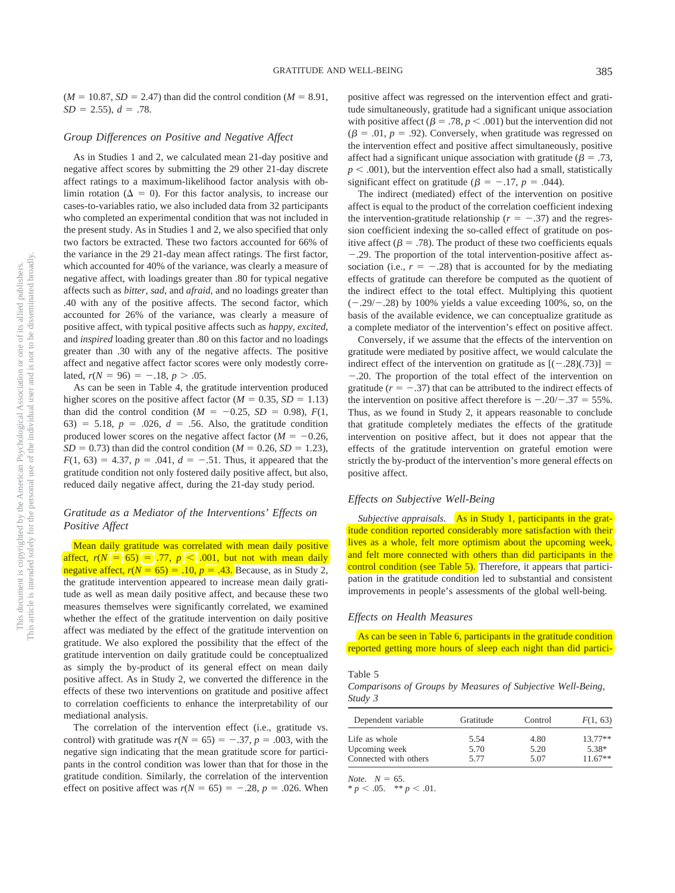($M$ = 10.87, $SD$ = 2.47) than did the control condition ($M$ = 8.91, $SD$ = 2.55), $d$ = .78.

### Group Differences on Positive and Negative Affect

As in Studies 1 and 2, we calculated mean 21-day positive and negative affect scores by submitting the 29 other 21-day discrete affect ratings to a maximum-likelihood factor analysis with oblimin rotation ($\Delta$ = 0). For this factor analysis, to increase our cases-to-variables ratio, we also included data from 32 participants who completed an experimental condition that was not included in the present study. As in Studies 1 and 2, we also specified that only two factors be extracted. These two factors accounted for 66% of the variance in the 29 21-day mean affect ratings. The first factor, which accounted for 40% of the variance, was clearly a measure of negative affect, with loadings greater than .80 for typical negative affects such as *bitter*, *sad*, and *afraid*, and no loadings greater than .40 with any of the positive affects. The second factor, which accounted for 26% of the variance, was clearly a measure of positive affect, with typical positive affects such as *happy*, *excited*, and *inspired* loading greater than .80 on this factor and no loadings greater than .30 with any of the negative affects. The positive affect and negative affect factor scores were only modestly correlated, $r(N = 96) = -.18$, $p > .05$.

As can be seen in Table 4, the gratitude intervention produced higher scores on the positive affect factor ($M$ = 0.35, $SD$ = 1.13) than did the control condition ($M$ = −0.25, $SD$ = 0.98), $F(1, 63) = 5.18$, $p$ = .026, $d$ = .56. Also, the gratitude condition produced lower scores on the negative affect factor ($M$ = −0.26, $SD$ = 0.73) than did the control condition ($M$ = 0.26, $SD$ = 1.23), $F(1, 63) = 4.37$, $p$ = .041, $d$ = −.51. Thus, it appeared that the gratitude condition not only fostered daily positive affect, but also, reduced daily negative affect, during the 21-day study period.

### Gratitude as a Mediator of the Interventions' Effects on Positive Affect

Mean daily gratitude was correlated with mean daily positive affect, $r(N = 65) = .77$, $p < .001$, but not with mean daily negative affect, $r(N = 65) = .10$, $p$ = .43. Because, as in Study 2, the gratitude intervention appeared to increase mean daily gratitude as well as mean daily positive affect, and because these two measures themselves were significantly correlated, we examined whether the effect of the gratitude intervention on daily positive affect was mediated by the effect of the gratitude intervention on gratitude. We also explored the possibility that the effect of the gratitude intervention on daily gratitude could be conceptualized as simply the by-product of its general effect on mean daily positive affect. As in Study 2, we converted the difference in the effects of these two interventions on gratitude and positive affect to correlation coefficients to enhance the interpretability of our mediational analysis.

The correlation of the intervention effect (i.e., gratitude vs. control) with gratitude was $r(N = 65) = -.37$, $p$ = .003, with the negative sign indicating that the mean gratitude score for participants in the control condition was lower than that for those in the gratitude condition. Similarly, the correlation of the intervention effect on positive affect was $r(N = 65) = -.28$, $p$ = .026. When positive affect was regressed on the intervention effect and gratitude simultaneously, gratitude had a significant unique association with positive affect ($\beta$ = .78, $p < .001$) but the intervention did not ($\beta$ = .01, $p$ = .92). Conversely, when gratitude was regressed on the intervention effect and positive affect simultaneously, positive affect had a significant unique association with gratitude ($\beta$ = .73, $p < .001$), but the intervention effect also had a small, statistically significant effect on gratitude ($\beta$ = −.17, $p$ = .044).

The indirect (mediated) effect of the intervention on positive affect is equal to the product of the correlation coefficient indexing the intervention-gratitude relationship ($r$ = −.37) and the regression coefficient indexing the so-called effect of gratitude on positive affect ($\beta$ = .78). The product of these two coefficients equals −.29. The proportion of the total intervention-positive affect association (i.e., $r$ = −.28) that is accounted for by the mediating effects of gratitude can therefore be computed as the quotient of the indirect effect to the total effect. Multiplying this quotient (−.29/−.28) by 100% yields a value exceeding 100%, so, on the basis of the available evidence, we can conceptualize gratitude as a complete mediator of the intervention's effect on positive affect.

Conversely, if we assume that the effects of the intervention on gratitude were mediated by positive affect, we would calculate the indirect effect of the intervention on gratitude as $[(-.28)(.73)] = -.20$. The proportion of the total effect of the intervention on gratitude ($r$ = −.37) that can be attributed to the indirect effects of the intervention on positive affect therefore is −.20/−.37 = 55%. Thus, as we found in Study 2, it appears reasonable to conclude that gratitude completely mediates the effects of the gratitude intervention on positive affect, but it does not appear that the effects of the gratitude intervention on grateful emotion were strictly the by-product of the intervention's more general effects on positive affect.

### Effects on Subjective Well-Being

*Subjective appraisals.* As in Study 1, participants in the gratitude condition reported considerably more satisfaction with their lives as a whole, felt more optimism about the upcoming week, and felt more connected with others than did participants in the control condition (see Table 5). Therefore, it appears that participation in the gratitude condition led to substantial and consistent improvements in people's assessments of the global well-being.

### Effects on Health Measures

As can be seen in Table 6, participants in the gratitude condition reported getting more hours of sleep each night than did partici-

Table 5
*Comparisons of Groups by Measures of Subjective Well-Being, Study 3*

| Dependent variable | Gratitude | Control | $F(1, 63)$ |
|---|---|---|---|
| Life as whole | 5.54 | 4.80 | 13.77** |
| Upcoming week | 5.70 | 5.20 | 5.38* |
| Connected with others | 5.77 | 5.07 | 11.67** |

*Note.* $N$ = 65.
* $p < .05$. ** $p < .01$.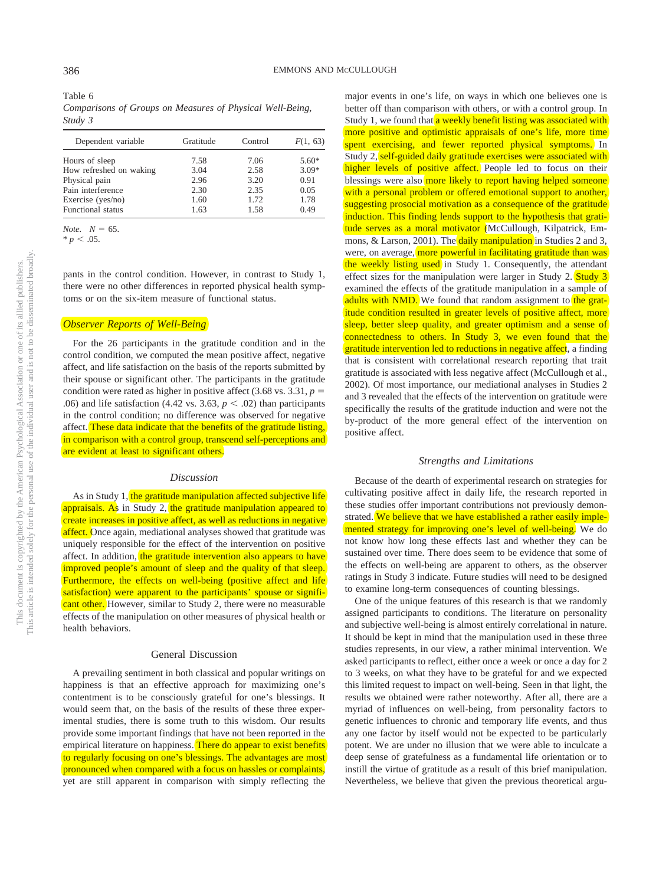Table 6
*Comparisons of Groups on Measures of Physical Well-Being, Study 3*

| Dependent variable | Gratitude | Control | $F(1, 63)$ |
|---|---|---|---|
| Hours of sleep | 7.58 | 7.06 | 5.60* |
| How refreshed on waking | 3.04 | 2.58 | 3.09* |
| Physical pain | 2.96 | 3.20 | 0.91 |
| Pain interference | 2.30 | 2.35 | 0.05 |
| Exercise (yes/no) | 1.60 | 1.72 | 1.78 |
| Functional status | 1.63 | 1.58 | 0.49 |

*Note.* $N = 65$.
* $p < .05$.

pants in the control condition. However, in contrast to Study 1, there were no other differences in reported physical health symptoms or on the six-item measure of functional status.

### *Observer Reports of Well-Being*

For the 26 participants in the gratitude condition and in the control condition, we computed the mean positive affect, negative affect, and life satisfaction on the basis of the reports submitted by their spouse or significant other. The participants in the gratitude condition were rated as higher in positive affect (3.68 vs. 3.31, $p = .06$) and life satisfaction (4.42 vs. 3.63, $p < .02$) than participants in the control condition; no difference was observed for negative affect. These data indicate that the benefits of the gratitude listing, in comparison with a control group, transcend self-perceptions and are evident at least to significant others.

### *Discussion*

As in Study 1, the gratitude manipulation affected subjective life appraisals. As in Study 2, the gratitude manipulation appeared to create increases in positive affect, as well as reductions in negative affect. Once again, mediational analyses showed that gratitude was uniquely responsible for the effect of the intervention on positive affect. In addition, the gratitude intervention also appears to have improved people's amount of sleep and the quality of that sleep. Furthermore, the effects on well-being (positive affect and life satisfaction) were apparent to the participants' spouse or significant other. However, similar to Study 2, there were no measurable effects of the manipulation on other measures of physical health or health behaviors.

## General Discussion

A prevailing sentiment in both classical and popular writings on happiness is that an effective approach for maximizing one's contentment is to be consciously grateful for one's blessings. It would seem that, on the basis of the results of these three experimental studies, there is some truth to this wisdom. Our results provide some important findings that have not been reported in the empirical literature on happiness. There do appear to exist benefits to regularly focusing on one's blessings. The advantages are most pronounced when compared with a focus on hassles or complaints, yet are still apparent in comparison with simply reflecting the major events in one's life, on ways in which one believes one is better off than comparison with others, or with a control group. In Study 1, we found that a weekly benefit listing was associated with more positive and optimistic appraisals of one's life, more time spent exercising, and fewer reported physical symptoms. In Study 2, self-guided daily gratitude exercises were associated with higher levels of positive affect. People led to focus on their blessings were also more likely to report having helped someone with a personal problem or offered emotional support to another, suggesting prosocial motivation as a consequence of the gratitude induction. This finding lends support to the hypothesis that gratitude serves as a moral motivator (McCullough, Kilpatrick, Emmons, & Larson, 2001). The daily manipulation in Studies 2 and 3, were, on average, more powerful in facilitating gratitude than was the weekly listing used in Study 1. Consequently, the attendant effect sizes for the manipulation were larger in Study 2. Study 3 examined the effects of the gratitude manipulation in a sample of adults with NMD. We found that random assignment to the gratitude condition resulted in greater levels of positive affect, more sleep, better sleep quality, and greater optimism and a sense of connectedness to others. In Study 3, we even found that the gratitude intervention led to reductions in negative affect, a finding that is consistent with correlational research reporting that trait gratitude is associated with less negative affect (McCullough et al., 2002). Of most importance, our mediational analyses in Studies 2 and 3 revealed that the effects of the intervention on gratitude were specifically the results of the gratitude induction and were not the by-product of the more general effect of the intervention on positive affect.

### *Strengths and Limitations*

Because of the dearth of experimental research on strategies for cultivating positive affect in daily life, the research reported in these studies offer important contributions not previously demonstrated. We believe that we have established a rather easily implemented strategy for improving one's level of well-being. We do not know how long these effects last and whether they can be sustained over time. There does seem to be evidence that some of the effects on well-being are apparent to others, as the observer ratings in Study 3 indicate. Future studies will need to be designed to examine long-term consequences of counting blessings.

One of the unique features of this research is that we randomly assigned participants to conditions. The literature on personality and subjective well-being is almost entirely correlational in nature. It should be kept in mind that the manipulation used in these three studies represents, in our view, a rather minimal intervention. We asked participants to reflect, either once a week or once a day for 2 to 3 weeks, on what they have to be grateful for and we expected this limited request to impact on well-being. Seen in that light, the results we obtained were rather noteworthy. After all, there are a myriad of influences on well-being, from personality factors to genetic influences to chronic and temporary life events, and thus any one factor by itself would not be expected to be particularly potent. We are under no illusion that we were able to inculcate a deep sense of gratefulness as a fundamental life orientation or to instill the virtue of gratitude as a result of this brief manipulation. Nevertheless, we believe that given the previous theoretical argu-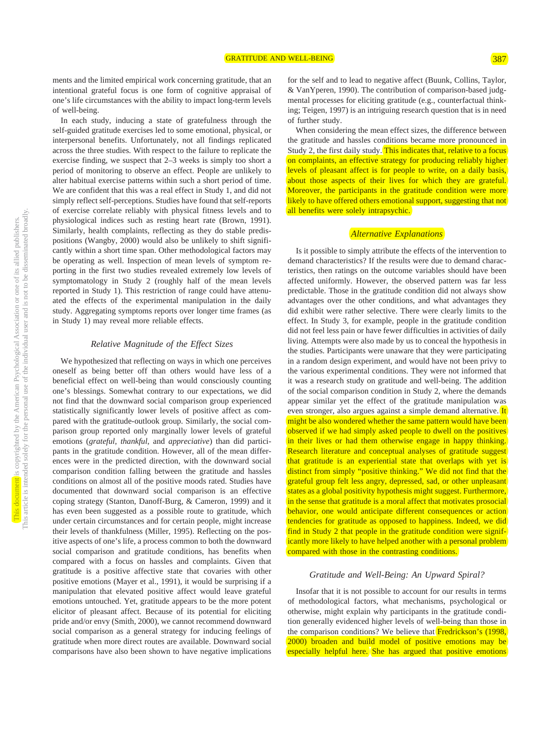ments and the limited empirical work concerning gratitude, that an intentional grateful focus is one form of cognitive appraisal of one's life circumstances with the ability to impact long-term levels of well-being.

In each study, inducing a state of gratefulness through the self-guided gratitude exercises led to some emotional, physical, or interpersonal benefits. Unfortunately, not all findings replicated across the three studies. With respect to the failure to replicate the exercise finding, we suspect that 2–3 weeks is simply too short a period of monitoring to observe an effect. People are unlikely to alter habitual exercise patterns within such a short period of time. We are confident that this was a real effect in Study 1, and did not simply reflect self-perceptions. Studies have found that self-reports of exercise correlate reliably with physical fitness levels and to physiological indices such as resting heart rate (Brown, 1991). Similarly, health complaints, reflecting as they do stable predispositions (Wangby, 2000) would also be unlikely to shift significantly within a short time span. Other methodological factors may be operating as well. Inspection of mean levels of symptom reporting in the first two studies revealed extremely low levels of symptomatology in Study 2 (roughly half of the mean levels reported in Study 1). This restriction of range could have attenuated the effects of the experimental manipulation in the daily study. Aggregating symptoms reports over longer time frames (as in Study 1) may reveal more reliable effects.

### *Relative Magnitude of the Effect Sizes*

We hypothesized that reflecting on ways in which one perceives oneself as being better off than others would have less of a beneficial effect on well-being than would consciously counting one's blessings. Somewhat contrary to our expectations, we did not find that the downward social comparison group experienced statistically significantly lower levels of positive affect as compared with the gratitude-outlook group. Similarly, the social comparison group reported only marginally lower levels of grateful emotions (*grateful*, *thankful*, and *appreciative*) than did participants in the gratitude condition. However, all of the mean differences were in the predicted direction, with the downward social comparison condition falling between the gratitude and hassles conditions on almost all of the positive moods rated. Studies have documented that downward social comparison is an effective coping strategy (Stanton, Danoff-Burg, & Cameron, 1999) and it has even been suggested as a possible route to gratitude, which under certain circumstances and for certain people, might increase their levels of thankfulness (Miller, 1995). Reflecting on the positive aspects of one's life, a process common to both the downward social comparison and gratitude conditions, has benefits when compared with a focus on hassles and complaints. Given that gratitude is a positive affective state that covaries with other positive emotions (Mayer et al., 1991), it would be surprising if a manipulation that elevated positive affect would leave grateful emotions untouched. Yet, gratitude appears to be the more potent elicitor of pleasant affect. Because of its potential for eliciting pride and/or envy (Smith, 2000), we cannot recommend downward social comparison as a general strategy for inducing feelings of gratitude when more direct routes are available. Downward social comparisons have also been shown to have negative implications for the self and to lead to negative affect (Buunk, Collins, Taylor, & VanYperen, 1990). The contribution of comparison-based judgmental processes for eliciting gratitude (e.g., counterfactual thinking; Teigen, 1997) is an intriguing research question that is in need of further study.

When considering the mean effect sizes, the difference between the gratitude and hassles conditions became more pronounced in Study 2, the first daily study. This indicates that, relative to a focus on complaints, an effective strategy for producing reliably higher levels of pleasant affect is for people to write, on a daily basis, about those aspects of their lives for which they are grateful. Moreover, the participants in the gratitude condition were more likely to have offered others emotional support, suggesting that not all benefits were solely intrapsychic.

### *Alternative Explanations*

Is it possible to simply attribute the effects of the intervention to demand characteristics? If the results were due to demand characteristics, then ratings on the outcome variables should have been affected uniformly. However, the observed pattern was far less predictable. Those in the gratitude condition did not always show advantages over the other conditions, and what advantages they did exhibit were rather selective. There were clearly limits to the effect. In Study 3, for example, people in the gratitude condition did not feel less pain or have fewer difficulties in activities of daily living. Attempts were also made by us to conceal the hypothesis in the studies. Participants were unaware that they were participating in a random design experiment, and would have not been privy to the various experimental conditions. They were not informed that it was a research study on gratitude and well-being. The addition of the social comparison condition in Study 2, where the demands appear similar yet the effect of the gratitude manipulation was even stronger, also argues against a simple demand alternative. It might be also wondered whether the same pattern would have been observed if we had simply asked people to dwell on the positives in their lives or had them otherwise engage in happy thinking. Research literature and conceptual analyses of gratitude suggest that gratitude is an experiential state that overlaps with yet is distinct from simply "positive thinking." We did not find that the grateful group felt less angry, depressed, sad, or other unpleasant states as a global positivity hypothesis might suggest. Furthermore, in the sense that gratitude is a moral affect that motivates prosocial behavior, one would anticipate different consequences or action tendencies for gratitude as opposed to happiness. Indeed, we did find in Study 2 that people in the gratitude condition were significantly more likely to have helped another with a personal problem compared with those in the contrasting conditions.

### *Gratitude and Well-Being: An Upward Spiral?*

Insofar that it is not possible to account for our results in terms of methodological factors, what mechanisms, psychological or otherwise, might explain why participants in the gratitude condition generally evidenced higher levels of well-being than those in the comparison conditions? We believe that Fredrickson's (1998, 2000) broaden and build model of positive emotions may be especially helpful here. She has argued that positive emotions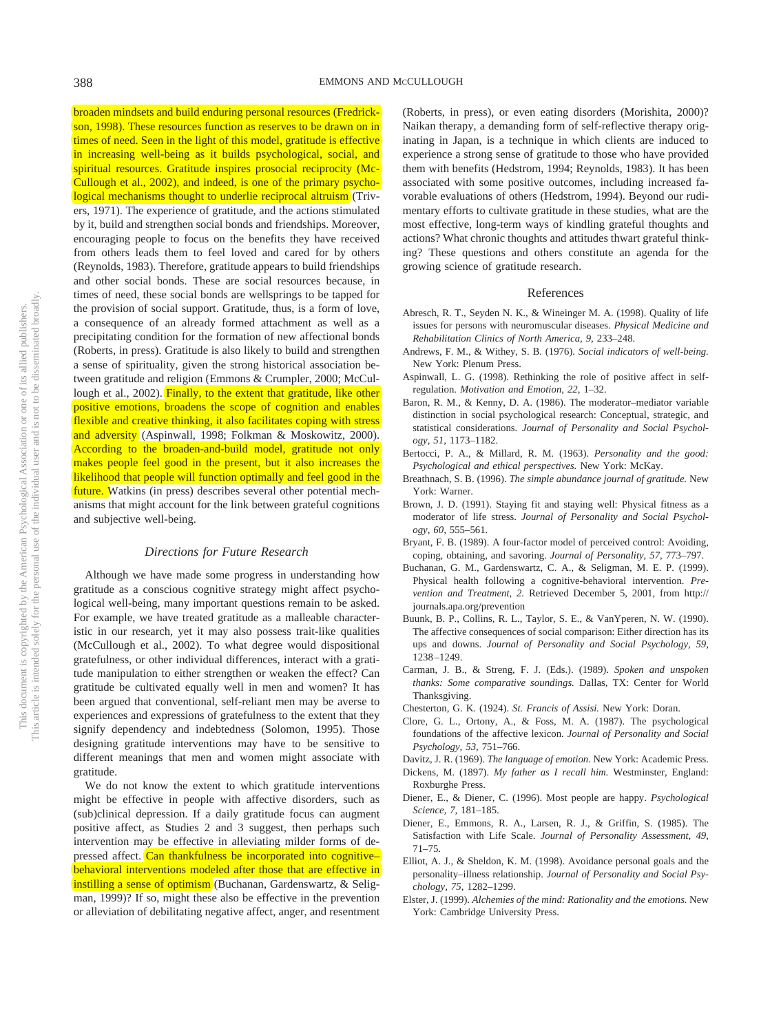broaden mindsets and build enduring personal resources (Fredrickson, 1998). These resources function as reserves to be drawn on in times of need. Seen in the light of this model, gratitude is effective in increasing well-being as it builds psychological, social, and spiritual resources. Gratitude inspires prosocial reciprocity (McCullough et al., 2002), and indeed, is one of the primary psychological mechanisms thought to underlie reciprocal altruism (Trivers, 1971). The experience of gratitude, and the actions stimulated by it, build and strengthen social bonds and friendships. Moreover, encouraging people to focus on the benefits they have received from others leads them to feel loved and cared for by others (Reynolds, 1983). Therefore, gratitude appears to build friendships and other social bonds. These are social resources because, in times of need, these social bonds are wellsprings to be tapped for the provision of social support. Gratitude, thus, is a form of love, a consequence of an already formed attachment as well as a precipitating condition for the formation of new affectional bonds (Roberts, in press). Gratitude is also likely to build and strengthen a sense of spirituality, given the strong historical association between gratitude and religion (Emmons & Crumpler, 2000; McCullough et al., 2002). Finally, to the extent that gratitude, like other positive emotions, broadens the scope of cognition and enables flexible and creative thinking, it also facilitates coping with stress and adversity (Aspinwall, 1998; Folkman & Moskowitz, 2000). According to the broaden-and-build model, gratitude not only makes people feel good in the present, but it also increases the likelihood that people will function optimally and feel good in the future. Watkins (in press) describes several other potential mechanisms that might account for the link between grateful cognitions and subjective well-being.

### *Directions for Future Research*

Although we have made some progress in understanding how gratitude as a conscious cognitive strategy might affect psychological well-being, many important questions remain to be asked. For example, we have treated gratitude as a malleable characteristic in our research, yet it may also possess trait-like qualities (McCullough et al., 2002). To what degree would dispositional gratefulness, or other individual differences, interact with a gratitude manipulation to either strengthen or weaken the effect? Can gratitude be cultivated equally well in men and women? It has been argued that conventional, self-reliant men may be averse to experiences and expressions of gratefulness to the extent that they signify dependency and indebtedness (Solomon, 1995). Those designing gratitude interventions may have to be sensitive to different meanings that men and women might associate with gratitude.

We do not know the extent to which gratitude interventions might be effective in people with affective disorders, such as (sub)clinical depression. If a daily gratitude focus can augment positive affect, as Studies 2 and 3 suggest, then perhaps such intervention may be effective in alleviating milder forms of depressed affect. Can thankfulness be incorporated into cognitive–behavioral interventions modeled after those that are effective in instilling a sense of optimism (Buchanan, Gardenswartz, & Seligman, 1999)? If so, might these also be effective in the prevention or alleviation of debilitating negative affect, anger, and resentment (Roberts, in press), or even eating disorders (Morishita, 2000)? Naikan therapy, a demanding form of self-reflective therapy originating in Japan, is a technique in which clients are induced to experience a strong sense of gratitude to those who have provided them with benefits (Hedstrom, 1994; Reynolds, 1983). It has been associated with some positive outcomes, including increased favorable evaluations of others (Hedstrom, 1994). Beyond our rudimentary efforts to cultivate gratitude in these studies, what are the most effective, long-term ways of kindling grateful thoughts and actions? What chronic thoughts and attitudes thwart grateful thinking? These questions and others constitute an agenda for the growing science of gratitude research.

## References

Abresch, R. T., Seyden N. K., & Wineinger M. A. (1998). Quality of life issues for persons with neuromuscular diseases. *Physical Medicine and Rehabilitation Clinics of North America, 9,* 233–248.

Andrews, F. M., & Withey, S. B. (1976). *Social indicators of well-being.* New York: Plenum Press.

Aspinwall, L. G. (1998). Rethinking the role of positive affect in self-regulation. *Motivation and Emotion, 22,* 1–32.

Baron, R. M., & Kenny, D. A. (1986). The moderator–mediator variable distinction in social psychological research: Conceptual, strategic, and statistical considerations. *Journal of Personality and Social Psychology, 51,* 1173–1182.

Bertocci, P. A., & Millard, R. M. (1963). *Personality and the good: Psychological and ethical perspectives.* New York: McKay.

Breathnach, S. B. (1996). *The simple abundance journal of gratitude.* New York: Warner.

Brown, J. D. (1991). Staying fit and staying well: Physical fitness as a moderator of life stress. *Journal of Personality and Social Psychology, 60,* 555–561.

Bryant, F. B. (1989). A four-factor model of perceived control: Avoiding, coping, obtaining, and savoring. *Journal of Personality, 57,* 773–797.

Buchanan, G. M., Gardenswartz, C. A., & Seligman, M. E. P. (1999). Physical health following a cognitive-behavioral intervention. *Prevention and Treatment, 2.* Retrieved December 5, 2001, from http://journals.apa.org/prevention

Buunk, B. P., Collins, R. L., Taylor, S. E., & VanYperen, N. W. (1990). The affective consequences of social comparison: Either direction has its ups and downs. *Journal of Personality and Social Psychology, 59,* 1238–1249.

Carman, J. B., & Streng, F. J. (Eds.). (1989). *Spoken and unspoken thanks: Some comparative soundings.* Dallas, TX: Center for World Thanksgiving.

Chesterton, G. K. (1924). *St. Francis of Assisi.* New York: Doran.

Clore, G. L., Ortony, A., & Foss, M. A. (1987). The psychological foundations of the affective lexicon. *Journal of Personality and Social Psychology, 53,* 751–766.

Davitz, J. R. (1969). *The language of emotion.* New York: Academic Press.

Dickens, M. (1897). *My father as I recall him.* Westminster, England: Roxburghe Press.

Diener, E., & Diener, C. (1996). Most people are happy. *Psychological Science, 7,* 181–185.

Diener, E., Emmons, R. A., Larsen, R. J., & Griffin, S. (1985). The Satisfaction with Life Scale. *Journal of Personality Assessment, 49,* 71–75.

Elliot, A. J., & Sheldon, K. M. (1998). Avoidance personal goals and the personality–illness relationship. *Journal of Personality and Social Psychology, 75,* 1282–1299.

Elster, J. (1999). *Alchemies of the mind: Rationality and the emotions.* New York: Cambridge University Press.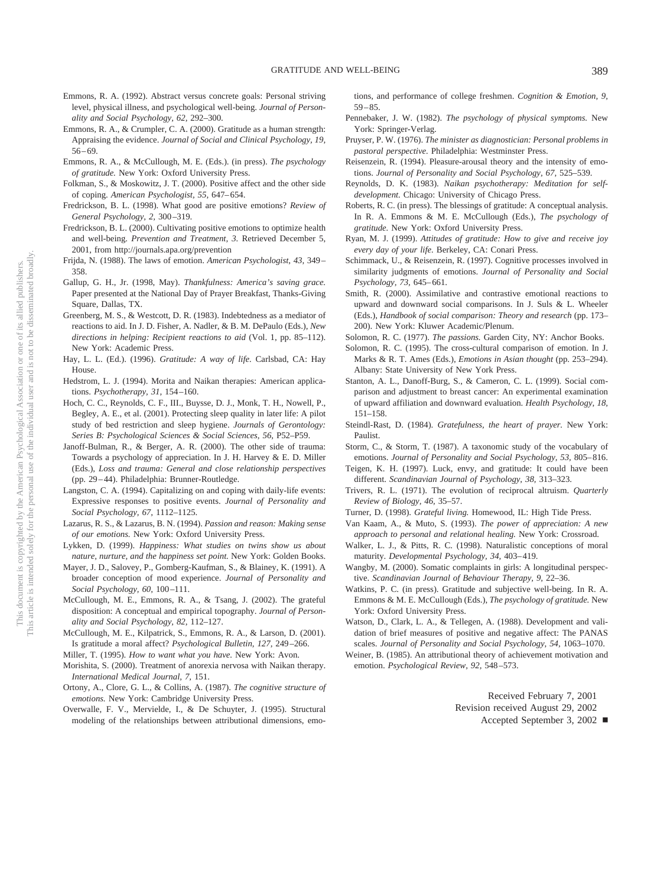Emmons, R. A. (1992). Abstract versus concrete goals: Personal striving level, physical illness, and psychological well-being. *Journal of Personality and Social Psychology, 62,* 292–300.

Emmons, R. A., & Crumpler, C. A. (2000). Gratitude as a human strength: Appraising the evidence. *Journal of Social and Clinical Psychology, 19,* 56–69.

Emmons, R. A., & McCullough, M. E. (Eds.). (in press). *The psychology of gratitude.* New York: Oxford University Press.

Folkman, S., & Moskowitz, J. T. (2000). Positive affect and the other side of coping. *American Psychologist, 55,* 647–654.

Fredrickson, B. L. (1998). What good are positive emotions? *Review of General Psychology, 2,* 300–319.

Fredrickson, B. L. (2000). Cultivating positive emotions to optimize health and well-being. *Prevention and Treatment, 3.* Retrieved December 5, 2001, from http://journals.apa.org/prevention

Frijda, N. (1988). The laws of emotion. *American Psychologist, 43,* 349–358.

Gallup, G. H., Jr. (1998, May). *Thankfulness: America's saving grace.* Paper presented at the National Day of Prayer Breakfast, Thanks-Giving Square, Dallas, TX.

Greenberg, M. S., & Westcott, D. R. (1983). Indebtedness as a mediator of reactions to aid. In J. D. Fisher, A. Nadler, & B. M. DePaulo (Eds.), *New directions in helping: Recipient reactions to aid* (Vol. 1, pp. 85–112). New York: Academic Press.

Hay, L. L. (Ed.). (1996). *Gratitude: A way of life.* Carlsbad, CA: Hay House.

Hedstrom, L. J. (1994). Morita and Naikan therapies: American applications. *Psychotherapy, 31,* 154–160.

Hoch, C. C., Reynolds, C. F., III., Buysse, D. J., Monk, T. H., Nowell, P., Begley, A. E., et al. (2001). Protecting sleep quality in later life: A pilot study of bed restriction and sleep hygiene. *Journals of Gerontology: Series B: Psychological Sciences & Social Sciences, 56,* P52–P59.

Janoff-Bulman, R., & Berger, A. R. (2000). The other side of trauma: Towards a psychology of appreciation. In J. H. Harvey & E. D. Miller (Eds.), *Loss and trauma: General and close relationship perspectives* (pp. 29–44). Philadelphia: Brunner-Routledge.

Langston, C. A. (1994). Capitalizing on and coping with daily-life events: Expressive responses to positive events. *Journal of Personality and Social Psychology, 67,* 1112–1125.

Lazarus, R. S., & Lazarus, B. N. (1994). *Passion and reason: Making sense of our emotions.* New York: Oxford University Press.

Lykken, D. (1999). *Happiness: What studies on twins show us about nature, nurture, and the happiness set point.* New York: Golden Books.

Mayer, J. D., Salovey, P., Gomberg-Kaufman, S., & Blainey, K. (1991). A broader conception of mood experience. *Journal of Personality and Social Psychology, 60,* 100–111.

McCullough, M. E., Emmons, R. A., & Tsang, J. (2002). The grateful disposition: A conceptual and empirical topography. *Journal of Personality and Social Psychology, 82,* 112–127.

McCullough, M. E., Kilpatrick, S., Emmons, R. A., & Larson, D. (2001). Is gratitude a moral affect? *Psychological Bulletin, 127,* 249–266.

Miller, T. (1995). *How to want what you have.* New York: Avon.

Morishita, S. (2000). Treatment of anorexia nervosa with Naikan therapy. *International Medical Journal, 7,* 151.

Ortony, A., Clore, G. L., & Collins, A. (1987). *The cognitive structure of emotions.* New York: Cambridge University Press.

Overwalle, F. V., Mervielde, I., & De Schuyter, J. (1995). Structural modeling of the relationships between attributional dimensions, emotions, and performance of college freshmen. *Cognition & Emotion, 9,* 59–85.

Pennebaker, J. W. (1982). *The psychology of physical symptoms.* New York: Springer-Verlag.

Pruyser, P. W. (1976). *The minister as diagnostician: Personal problems in pastoral perspective.* Philadelphia: Westminster Press.

Reisenzein, R. (1994). Pleasure-arousal theory and the intensity of emotions. *Journal of Personality and Social Psychology, 67,* 525–539.

Reynolds, D. K. (1983). *Naikan psychotherapy: Meditation for self-development.* Chicago: University of Chicago Press.

Roberts, R. C. (in press). The blessings of gratitude: A conceptual analysis. In R. A. Emmons & M. E. McCullough (Eds.), *The psychology of gratitude.* New York: Oxford University Press.

Ryan, M. J. (1999). *Attitudes of gratitude: How to give and receive joy every day of your life.* Berkeley, CA: Conari Press.

Schimmack, U., & Reisenzein, R. (1997). Cognitive processes involved in similarity judgments of emotions. *Journal of Personality and Social Psychology, 73,* 645–661.

Smith, R. (2000). Assimilative and contrastive emotional reactions to upward and downward social comparisons. In J. Suls & L. Wheeler (Eds.), *Handbook of social comparison: Theory and research* (pp. 173–200). New York: Kluwer Academic/Plenum.

Solomon, R. C. (1977). *The passions.* Garden City, NY: Anchor Books.

Solomon, R. C. (1995). The cross-cultural comparison of emotion. In J. Marks & R. T. Ames (Eds.), *Emotions in Asian thought* (pp. 253–294). Albany: State University of New York Press.

Stanton, A. L., Danoff-Burg, S., & Cameron, C. L. (1999). Social comparison and adjustment to breast cancer: An experimental examination of upward affiliation and downward evaluation. *Health Psychology, 18,* 151–158.

Steindl-Rast, D. (1984). *Gratefulness, the heart of prayer.* New York: Paulist.

Storm, C., & Storm, T. (1987). A taxonomic study of the vocabulary of emotions. *Journal of Personality and Social Psychology, 53,* 805–816.

Teigen, K. H. (1997). Luck, envy, and gratitude: It could have been different. *Scandinavian Journal of Psychology, 38,* 313–323.

Trivers, R. L. (1971). The evolution of reciprocal altruism. *Quarterly Review of Biology, 46,* 35–57.

Turner, D. (1998). *Grateful living.* Homewood, IL: High Tide Press.

Van Kaam, A., & Muto, S. (1993). *The power of appreciation: A new approach to personal and relational healing.* New York: Crossroad.

Walker, L. J., & Pitts, R. C. (1998). Naturalistic conceptions of moral maturity. *Developmental Psychology, 34,* 403–419.

Wangby, M. (2000). Somatic complaints in girls: A longitudinal perspective. *Scandinavian Journal of Behaviour Therapy, 9,* 22–36.

Watkins, P. C. (in press). Gratitude and subjective well-being. In R. A. Emmons & M. E. McCullough (Eds.), *The psychology of gratitude.* New York: Oxford University Press.

Watson, D., Clark, L. A., & Tellegen, A. (1988). Development and validation of brief measures of positive and negative affect: The PANAS scales. *Journal of Personality and Social Psychology, 54,* 1063–1070.

Weiner, B. (1985). An attributional theory of achievement motivation and emotion. *Psychological Review, 92,* 548–573.

Received February 7, 2001
Revision received August 29, 2002
Accepted September 3, 2002 ■